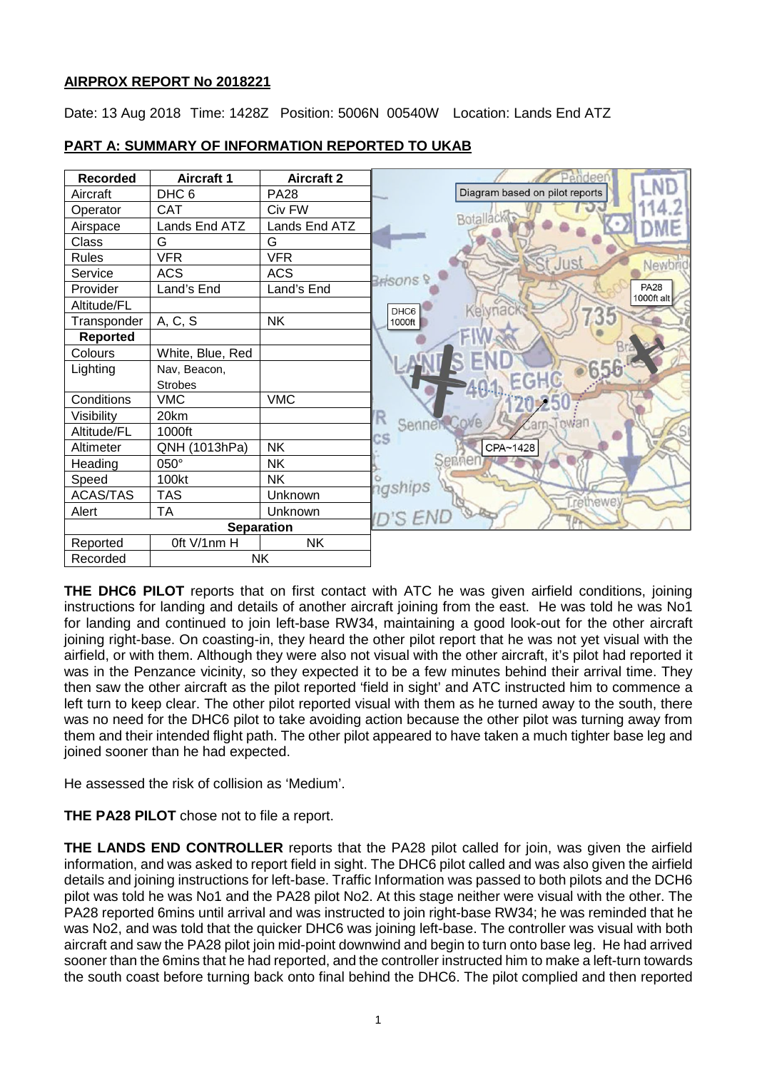**AIRPROX REPORT No 2018221**

Date: 13 Aug 2018 Time: 1428Z Position: 5006N 00540W Location: Lands End ATZ

**PART A: SUMMARY OF INFORMATION REPORTED TO UKAB**

| Recorded | Aircraft 1 | Aircraft 2 |
|---|---|---|
| Aircraft | DHC 6 | PA28 |
| Operator | CAT | Civ FW |
| Airspace | Lands End ATZ | Lands End ATZ |
| Class | G | G |
| Rules | VFR | VFR |
| Service | ACS | ACS |
| Provider | Land's End | Land's End |
| Altitude/FL | | |
| Transponder | A, C, S | NK |
| **Reported** | | |
| Colours | White, Blue, Red | |
| Lighting | Nav, Beacon, Strobes | |
| Conditions | VMC | VMC |
| Visibility | 20km | |
| Altitude/FL | 1000ft | |
| Altimeter | QNH (1013hPa) | NK |
| Heading | 050° | NK |
| Speed | 100kt | NK |
| ACAS/TAS | TAS | Unknown |
| Alert | TA | Unknown |
| **Separation** | | |
| Reported | 0ft V/1nm H | NK |
| Recorded | NK | |

Diagram based on pilot reports

**THE DHC6 PILOT** reports that on first contact with ATC he was given airfield conditions, joining instructions for landing and details of another aircraft joining from the east. He was told he was No1 for landing and continued to join left-base RW34, maintaining a good look-out for the other aircraft joining right-base. On coasting-in, they heard the other pilot report that he was not yet visual with the airfield, or with them. Although they were also not visual with the other aircraft, it's pilot had reported it was in the Penzance vicinity, so they expected it to be a few minutes behind their arrival time. They then saw the other aircraft as the pilot reported 'field in sight' and ATC instructed him to commence a left turn to keep clear. The other pilot reported visual with them as he turned away to the south, there was no need for the DHC6 pilot to take avoiding action because the other pilot was turning away from them and their intended flight path. The other pilot appeared to have taken a much tighter base leg and joined sooner than he had expected.

He assessed the risk of collision as 'Medium'.

**THE PA28 PILOT** chose not to file a report.

**THE LANDS END CONTROLLER** reports that the PA28 pilot called for join, was given the airfield information, and was asked to report field in sight. The DHC6 pilot called and was also given the airfield details and joining instructions for left-base. Traffic Information was passed to both pilots and the DCH6 pilot was told he was No1 and the PA28 pilot No2. At this stage neither were visual with the other. The PA28 reported 6mins until arrival and was instructed to join right-base RW34; he was reminded that he was No2, and was told that the quicker DHC6 was joining left-base. The controller was visual with both aircraft and saw the PA28 pilot join mid-point downwind and begin to turn onto base leg. He had arrived sooner than the 6mins that he had reported, and the controller instructed him to make a left-turn towards the south coast before turning back onto final behind the DHC6. The pilot complied and then reported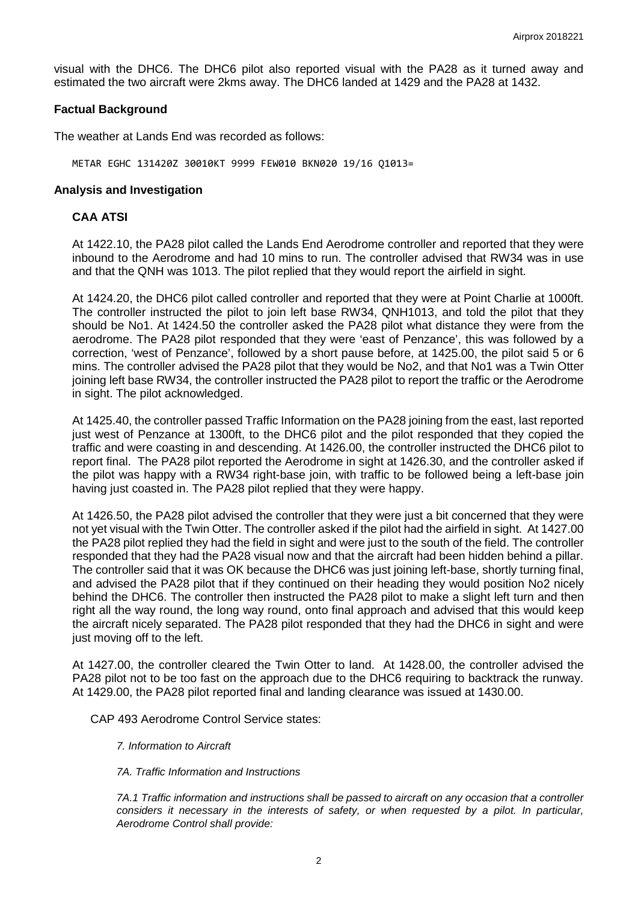visual with the DHC6. The DHC6 pilot also reported visual with the PA28 as it turned away and estimated the two aircraft were 2kms away. The DHC6 landed at 1429 and the PA28 at 1432.

## Factual Background

The weather at Lands End was recorded as follows:

```
METAR EGHC 131420Z 30010KT 9999 FEW010 BKN020 19/16 Q1013=
```

## Analysis and Investigation

### CAA ATSI

At 1422.10, the PA28 pilot called the Lands End Aerodrome controller and reported that they were inbound to the Aerodrome and had 10 mins to run. The controller advised that RW34 was in use and that the QNH was 1013. The pilot replied that they would report the airfield in sight.

At 1424.20, the DHC6 pilot called controller and reported that they were at Point Charlie at 1000ft. The controller instructed the pilot to join left base RW34, QNH1013, and told the pilot that they should be No1. At 1424.50 the controller asked the PA28 pilot what distance they were from the aerodrome. The PA28 pilot responded that they were 'east of Penzance', this was followed by a correction, 'west of Penzance', followed by a short pause before, at 1425.00, the pilot said 5 or 6 mins. The controller advised the PA28 pilot that they would be No2, and that No1 was a Twin Otter joining left base RW34, the controller instructed the PA28 pilot to report the traffic or the Aerodrome in sight. The pilot acknowledged.

At 1425.40, the controller passed Traffic Information on the PA28 joining from the east, last reported just west of Penzance at 1300ft, to the DHC6 pilot and the pilot responded that they copied the traffic and were coasting in and descending. At 1426.00, the controller instructed the DHC6 pilot to report final. The PA28 pilot reported the Aerodrome in sight at 1426.30, and the controller asked if the pilot was happy with a RW34 right-base join, with traffic to be followed being a left-base join having just coasted in. The PA28 pilot replied that they were happy.

At 1426.50, the PA28 pilot advised the controller that they were just a bit concerned that they were not yet visual with the Twin Otter. The controller asked if the pilot had the airfield in sight. At 1427.00 the PA28 pilot replied they had the field in sight and were just to the south of the field. The controller responded that they had the PA28 visual now and that the aircraft had been hidden behind a pillar. The controller said that it was OK because the DHC6 was just joining left-base, shortly turning final, and advised the PA28 pilot that if they continued on their heading they would position No2 nicely behind the DHC6. The controller then instructed the PA28 pilot to make a slight left turn and then right all the way round, the long way round, onto final approach and advised that this would keep the aircraft nicely separated. The PA28 pilot responded that they had the DHC6 in sight and were just moving off to the left.

At 1427.00, the controller cleared the Twin Otter to land. At 1428.00, the controller advised the PA28 pilot not to be too fast on the approach due to the DHC6 requiring to backtrack the runway. At 1429.00, the PA28 pilot reported final and landing clearance was issued at 1430.00.

CAP 493 Aerodrome Control Service states:

*7. Information to Aircraft*

*7A. Traffic Information and Instructions*

*7A.1 Traffic information and instructions shall be passed to aircraft on any occasion that a controller considers it necessary in the interests of safety, or when requested by a pilot. In particular, Aerodrome Control shall provide:*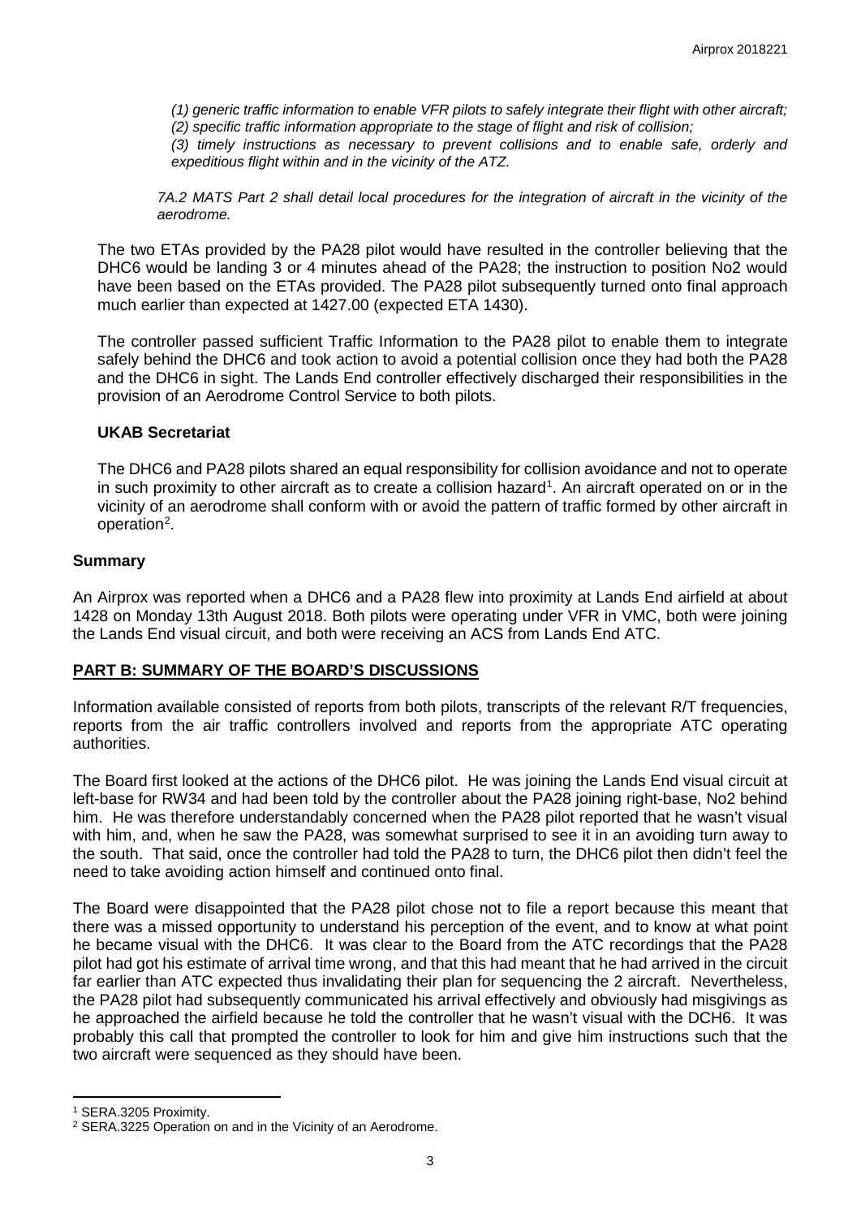*(1) generic traffic information to enable VFR pilots to safely integrate their flight with other aircraft;*
*(2) specific traffic information appropriate to the stage of flight and risk of collision;*
*(3) timely instructions as necessary to prevent collisions and to enable safe, orderly and expeditious flight within and in the vicinity of the ATZ.*

*7A.2 MATS Part 2 shall detail local procedures for the integration of aircraft in the vicinity of the aerodrome.*

The two ETAs provided by the PA28 pilot would have resulted in the controller believing that the DHC6 would be landing 3 or 4 minutes ahead of the PA28; the instruction to position No2 would have been based on the ETAs provided. The PA28 pilot subsequently turned onto final approach much earlier than expected at 1427.00 (expected ETA 1430).

The controller passed sufficient Traffic Information to the PA28 pilot to enable them to integrate safely behind the DHC6 and took action to avoid a potential collision once they had both the PA28 and the DHC6 in sight. The Lands End controller effectively discharged their responsibilities in the provision of an Aerodrome Control Service to both pilots.

### UKAB Secretariat

The DHC6 and PA28 pilots shared an equal responsibility for collision avoidance and not to operate in such proximity to other aircraft as to create a collision hazard[1]. An aircraft operated on or in the vicinity of an aerodrome shall conform with or avoid the pattern of traffic formed by other aircraft in operation[2].

## Summary

An Airprox was reported when a DHC6 and a PA28 flew into proximity at Lands End airfield at about 1428 on Monday 13th August 2018. Both pilots were operating under VFR in VMC, both were joining the Lands End visual circuit, and both were receiving an ACS from Lands End ATC.

## PART B: SUMMARY OF THE BOARD'S DISCUSSIONS

Information available consisted of reports from both pilots, transcripts of the relevant R/T frequencies, reports from the air traffic controllers involved and reports from the appropriate ATC operating authorities.

The Board first looked at the actions of the DHC6 pilot. He was joining the Lands End visual circuit at left-base for RW34 and had been told by the controller about the PA28 joining right-base, No2 behind him. He was therefore understandably concerned when the PA28 pilot reported that he wasn't visual with him, and, when he saw the PA28, was somewhat surprised to see it in an avoiding turn away to the south. That said, once the controller had told the PA28 to turn, the DHC6 pilot then didn't feel the need to take avoiding action himself and continued onto final.

The Board were disappointed that the PA28 pilot chose not to file a report because this meant that there was a missed opportunity to understand his perception of the event, and to know at what point he became visual with the DHC6. It was clear to the Board from the ATC recordings that the PA28 pilot had got his estimate of arrival time wrong, and that this had meant that he had arrived in the circuit far earlier than ATC expected thus invalidating their plan for sequencing the 2 aircraft. Nevertheless, the PA28 pilot had subsequently communicated his arrival effectively and obviously had misgivings as he approached the airfield because he told the controller that he wasn't visual with the DCH6. It was probably this call that prompted the controller to look for him and give him instructions such that the two aircraft were sequenced as they should have been.

---

[1] SERA.3205 Proximity.
[2] SERA.3225 Operation on and in the Vicinity of an Aerodrome.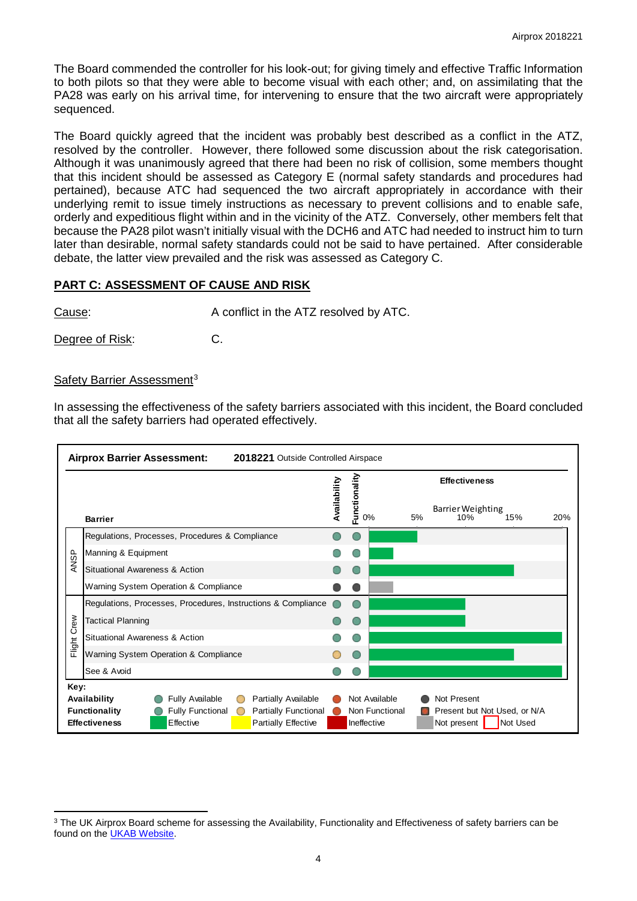The Board commended the controller for his look-out; for giving timely and effective Traffic Information to both pilots so that they were able to become visual with each other; and, on assimilating that the PA28 was early on his arrival time, for intervening to ensure that the two aircraft were appropriately sequenced.

The Board quickly agreed that the incident was probably best described as a conflict in the ATZ, resolved by the controller. However, there followed some discussion about the risk categorisation. Although it was unanimously agreed that there had been no risk of collision, some members thought that this incident should be assessed as Category E (normal safety standards and procedures had pertained), because ATC had sequenced the two aircraft appropriately in accordance with their underlying remit to issue timely instructions as necessary to prevent collisions and to enable safe, orderly and expeditious flight within and in the vicinity of the ATZ. Conversely, other members felt that because the PA28 pilot wasn't initially visual with the DCH6 and ATC had needed to instruct him to turn later than desirable, normal safety standards could not be said to have pertained. After considerable debate, the latter view prevailed and the risk was assessed as Category C.

## PART C: ASSESSMENT OF CAUSE AND RISK

Cause: A conflict in the ATZ resolved by ATC.

Degree of Risk: C.

Safety Barrier Assessment[3]

In assessing the effectiveness of the safety barriers associated with this incident, the Board concluded that all the safety barriers had operated effectively.

**Airprox Barrier Assessment:** **2018221** Outside Controlled Airspace

Barrier
Availability
Functionality
Effectiveness
Barrier Weighting
0% 5% 10% 15% 20%

ANSP
Regulations, Processes, Procedures & Compliance
Manning & Equipment
Situational Awareness & Action
Warning System Operation & Compliance

Flight Crew
Regulations, Processes, Procedures, Instructions & Compliance
Tactical Planning
Situational Awareness & Action
Warning System Operation & Compliance
See & Avoid

Key:
Availability: Fully Available, Partially Available, Not Available, Not Present
Functionality: Fully Functional, Partially Functional, Non Functional, Present but Not Used, or N/A
Effectiveness: Effective, Partially Effective, Ineffective, Not present, Not Used

---

[3] The UK Airprox Board scheme for assessing the Availability, Functionality and Effectiveness of safety barriers can be found on the UKAB Website.